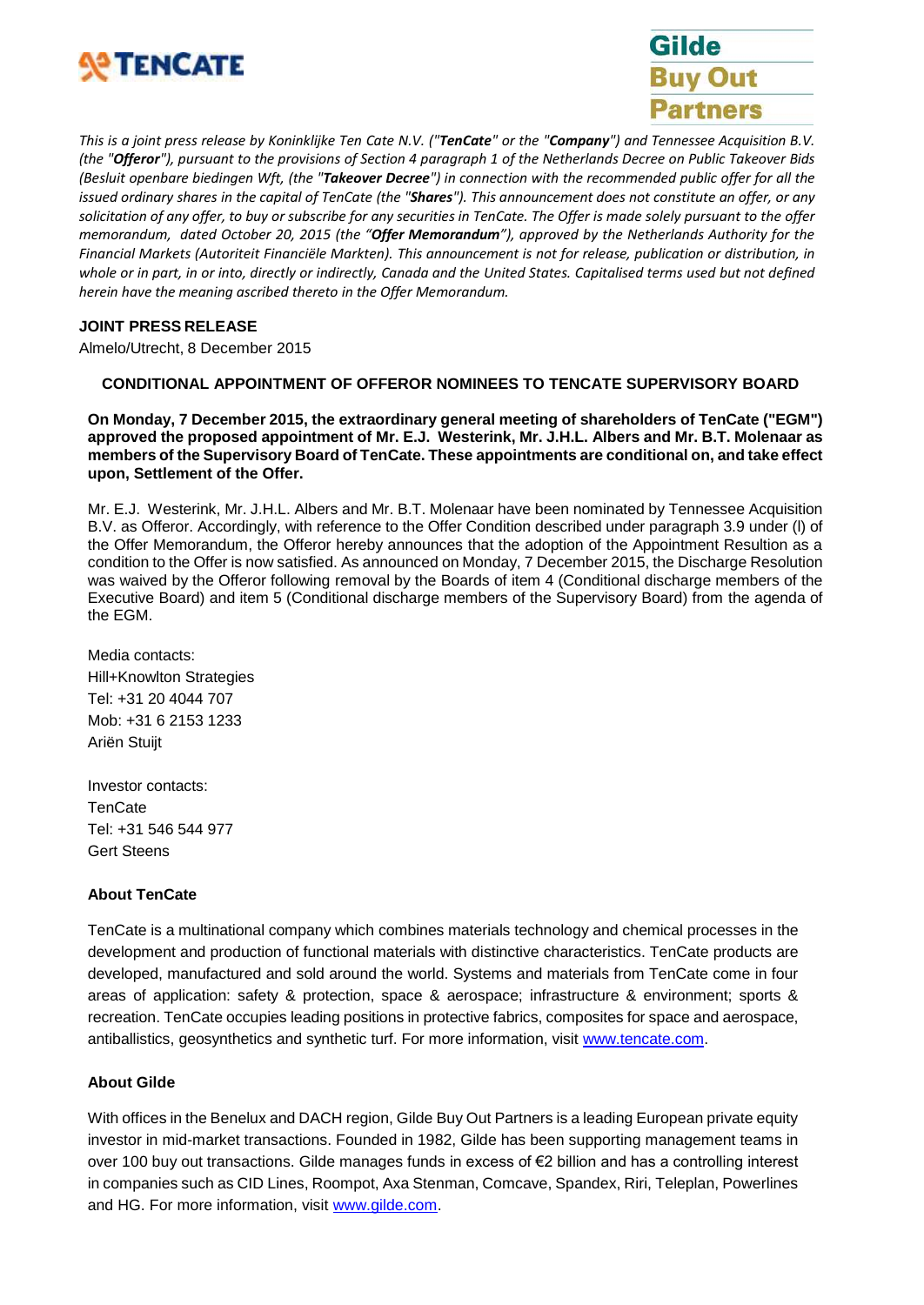*This is a joint press release by Koninklijke Ten Cate N.V. ("**TenCate**" or the "**Company**") and Tennessee Acquisition B.V. (the "**Offeror**"), pursuant to the provisions of Section 4 paragraph 1 of the Netherlands Decree on Public Takeover Bids (Besluit openbare biedingen Wft, (the "**Takeover Decree**") in connection with the recommended public offer for all the issued ordinary shares in the capital of TenCate (the "**Shares**"). This announcement does not constitute an offer, or any solicitation of any offer, to buy or subscribe for any securities in TenCate. The Offer is made solely pursuant to the offer memorandum, dated October 20, 2015 (the "**Offer Memorandum**"), approved by the Netherlands Authority for the Financial Markets (Autoriteit Financiële Markten). This announcement is not for release, publication or distribution, in whole or in part, in or into, directly or indirectly, Canada and the United States. Capitalised terms used but not defined herein have the meaning ascribed thereto in the Offer Memorandum.*

**JOINT PRESS RELEASE**

Almelo/Utrecht, 8 December 2015

## CONDITIONAL APPOINTMENT OF OFFEROR NOMINEES TO TENCATE SUPERVISORY BOARD

**On Monday, 7 December 2015, the extraordinary general meeting of shareholders of TenCate ("EGM") approved the proposed appointment of Mr. E.J. Westerink, Mr. J.H.L. Albers and Mr. B.T. Molenaar as members of the Supervisory Board of TenCate. These appointments are conditional on, and take effect upon, Settlement of the Offer.**

Mr. E.J. Westerink, Mr. J.H.L. Albers and Mr. B.T. Molenaar have been nominated by Tennessee Acquisition B.V. as Offeror. Accordingly, with reference to the Offer Condition described under paragraph 3.9 under (l) of the Offer Memorandum, the Offeror hereby announces that the adoption of the Appointment Resultion as a condition to the Offer is now satisfied. As announced on Monday, 7 December 2015, the Discharge Resolution was waived by the Offeror following removal by the Boards of item 4 (Conditional discharge members of the Executive Board) and item 5 (Conditional discharge members of the Supervisory Board) from the agenda of the EGM.

Media contacts:
Hill+Knowlton Strategies
Tel: +31 20 4044 707
Mob: +31 6 2153 1233
Ariën Stuijt

Investor contacts:
TenCate
Tel: +31 546 544 977
Gert Steens

**About TenCate**

TenCate is a multinational company which combines materials technology and chemical processes in the development and production of functional materials with distinctive characteristics. TenCate products are developed, manufactured and sold around the world. Systems and materials from TenCate come in four areas of application: safety & protection, space & aerospace; infrastructure & environment; sports & recreation. TenCate occupies leading positions in protective fabrics, composites for space and aerospace, antiballistics, geosynthetics and synthetic turf. For more information, visit www.tencate.com.

**About Gilde**

With offices in the Benelux and DACH region, Gilde Buy Out Partners is a leading European private equity investor in mid-market transactions. Founded in 1982, Gilde has been supporting management teams in over 100 buy out transactions. Gilde manages funds in excess of €2 billion and has a controlling interest in companies such as CID Lines, Roompot, Axa Stenman, Comcave, Spandex, Riri, Teleplan, Powerlines and HG. For more information, visit www.gilde.com.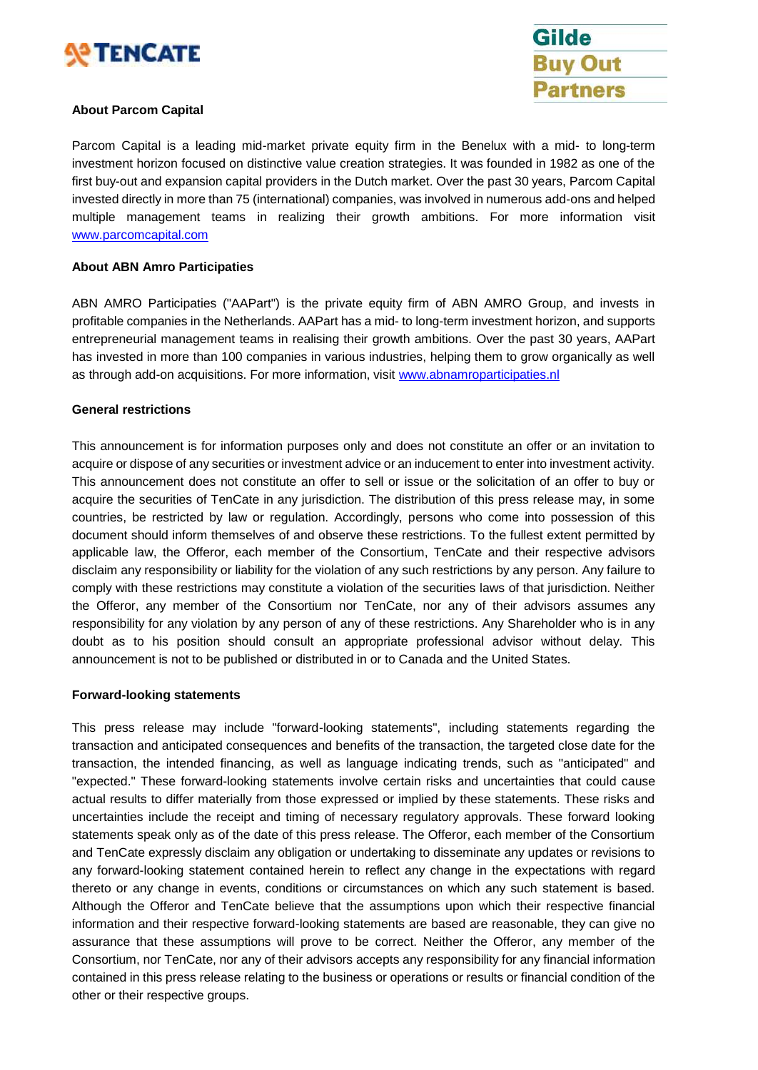## About Parcom Capital

Parcom Capital is a leading mid-market private equity firm in the Benelux with a mid- to long-term investment horizon focused on distinctive value creation strategies. It was founded in 1982 as one of the first buy-out and expansion capital providers in the Dutch market. Over the past 30 years, Parcom Capital invested directly in more than 75 (international) companies, was involved in numerous add-ons and helped multiple management teams in realizing their growth ambitions. For more information visit www.parcomcapital.com

## About ABN Amro Participaties

ABN AMRO Participaties ("AAPart") is the private equity firm of ABN AMRO Group, and invests in profitable companies in the Netherlands. AAPart has a mid- to long-term investment horizon, and supports entrepreneurial management teams in realising their growth ambitions. Over the past 30 years, AAPart has invested in more than 100 companies in various industries, helping them to grow organically as well as through add-on acquisitions. For more information, visit www.abnamroparticipaties.nl

## General restrictions

This announcement is for information purposes only and does not constitute an offer or an invitation to acquire or dispose of any securities or investment advice or an inducement to enter into investment activity. This announcement does not constitute an offer to sell or issue or the solicitation of an offer to buy or acquire the securities of TenCate in any jurisdiction. The distribution of this press release may, in some countries, be restricted by law or regulation. Accordingly, persons who come into possession of this document should inform themselves of and observe these restrictions. To the fullest extent permitted by applicable law, the Offeror, each member of the Consortium, TenCate and their respective advisors disclaim any responsibility or liability for the violation of any such restrictions by any person. Any failure to comply with these restrictions may constitute a violation of the securities laws of that jurisdiction. Neither the Offeror, any member of the Consortium nor TenCate, nor any of their advisors assumes any responsibility for any violation by any person of any of these restrictions. Any Shareholder who is in any doubt as to his position should consult an appropriate professional advisor without delay. This announcement is not to be published or distributed in or to Canada and the United States.

## Forward-looking statements

This press release may include "forward-looking statements", including statements regarding the transaction and anticipated consequences and benefits of the transaction, the targeted close date for the transaction, the intended financing, as well as language indicating trends, such as "anticipated" and "expected." These forward-looking statements involve certain risks and uncertainties that could cause actual results to differ materially from those expressed or implied by these statements. These risks and uncertainties include the receipt and timing of necessary regulatory approvals. These forward looking statements speak only as of the date of this press release. The Offeror, each member of the Consortium and TenCate expressly disclaim any obligation or undertaking to disseminate any updates or revisions to any forward-looking statement contained herein to reflect any change in the expectations with regard thereto or any change in events, conditions or circumstances on which any such statement is based. Although the Offeror and TenCate believe that the assumptions upon which their respective financial information and their respective forward-looking statements are based are reasonable, they can give no assurance that these assumptions will prove to be correct. Neither the Offeror, any member of the Consortium, nor TenCate, nor any of their advisors accepts any responsibility for any financial information contained in this press release relating to the business or operations or results or financial condition of the other or their respective groups.